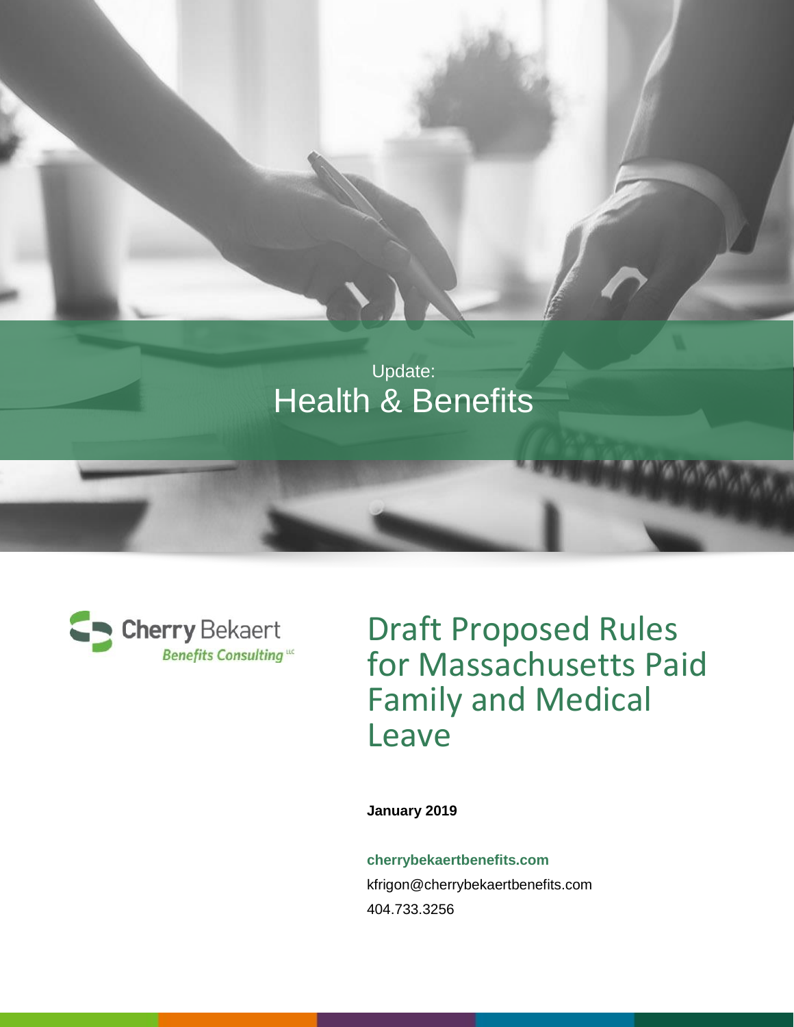Update:

Health & Benefits

Cherry Bekaert

*Benefits Consulting LLC*

# Draft Proposed Rules for Massachusetts Paid Family and Medical Leave

**January 2019**

**cherrybekaertbenefits.com**

kfrigon@cherrybekaertbenefits.com

404.733.3256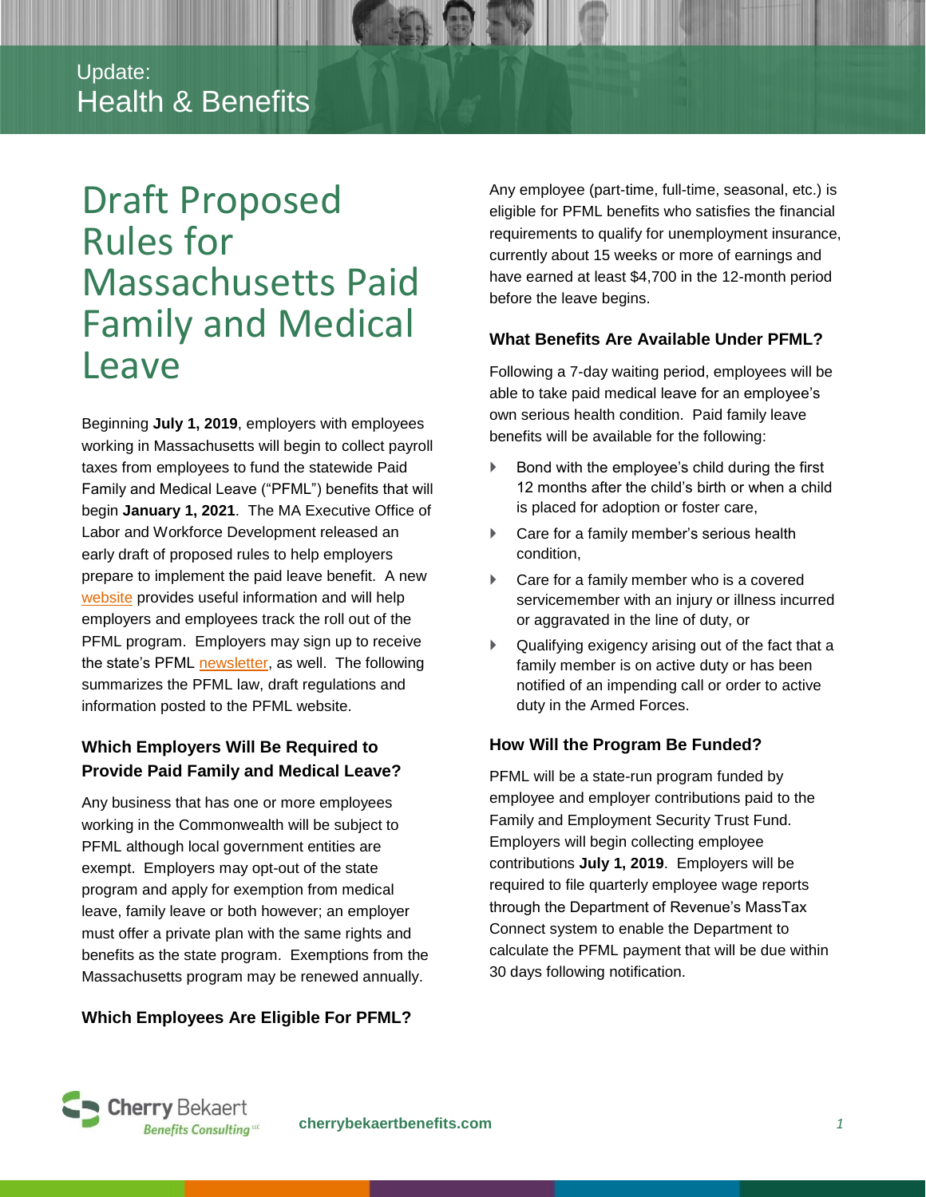Update:
Health & Benefits

# Draft Proposed Rules for Massachusetts Paid Family and Medical Leave

Beginning **July 1, 2019**, employers with employees working in Massachusetts will begin to collect payroll taxes from employees to fund the statewide Paid Family and Medical Leave ("PFML") benefits that will begin **January 1, 2021**. The MA Executive Office of Labor and Workforce Development released an early draft of proposed rules to help employers prepare to implement the paid leave benefit. A new website provides useful information and will help employers and employees track the roll out of the PFML program. Employers may sign up to receive the state's PFML newsletter, as well. The following summarizes the PFML law, draft regulations and information posted to the PFML website.

### Which Employers Will Be Required to Provide Paid Family and Medical Leave?

Any business that has one or more employees working in the Commonwealth will be subject to PFML although local government entities are exempt. Employers may opt-out of the state program and apply for exemption from medical leave, family leave or both however; an employer must offer a private plan with the same rights and benefits as the state program. Exemptions from the Massachusetts program may be renewed annually.

### Which Employees Are Eligible For PFML?

Any employee (part-time, full-time, seasonal, etc.) is eligible for PFML benefits who satisfies the financial requirements to qualify for unemployment insurance, currently about 15 weeks or more of earnings and have earned at least $4,700 in the 12-month period before the leave begins.

### What Benefits Are Available Under PFML?

Following a 7-day waiting period, employees will be able to take paid medical leave for an employee's own serious health condition. Paid family leave benefits will be available for the following:

- Bond with the employee's child during the first 12 months after the child's birth or when a child is placed for adoption or foster care,
- Care for a family member's serious health condition,
- Care for a family member who is a covered servicemember with an injury or illness incurred or aggravated in the line of duty, or
- Qualifying exigency arising out of the fact that a family member is on active duty or has been notified of an impending call or order to active duty in the Armed Forces.

### How Will the Program Be Funded?

PFML will be a state-run program funded by employee and employer contributions paid to the Family and Employment Security Trust Fund. Employers will begin collecting employee contributions **July 1, 2019**. Employers will be required to file quarterly employee wage reports through the Department of Revenue's MassTax Connect system to enable the Department to calculate the PFML payment that will be due within 30 days following notification.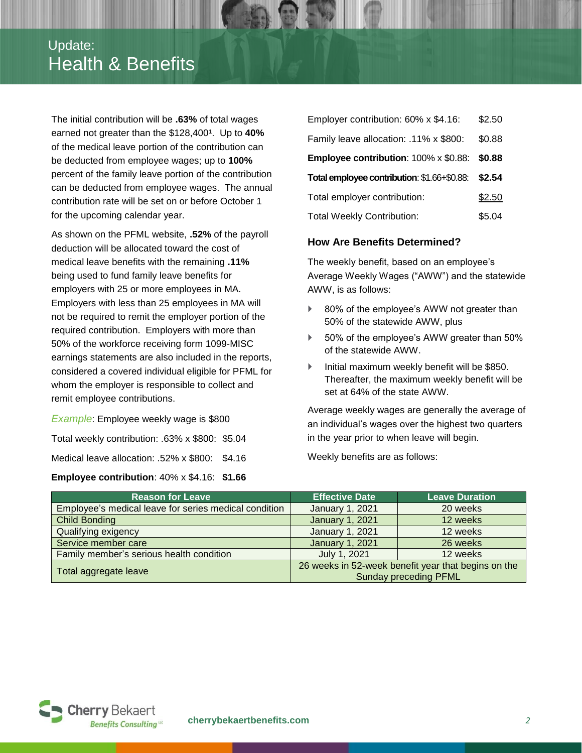## Update: Health & Benefits

The initial contribution will be **.63%** of total wages earned not greater than the $128,400[1]. Up to **40%** of the medical leave portion of the contribution can be deducted from employee wages; up to **100%** percent of the family leave portion of the contribution can be deducted from employee wages. The annual contribution rate will be set on or before October 1 for the upcoming calendar year.

As shown on the PFML website, **.52%** of the payroll deduction will be allocated toward the cost of medical leave benefits with the remaining **.11%** being used to fund family leave benefits for employers with 25 or more employees in MA. Employers with less than 25 employees in MA will not be required to remit the employer portion of the required contribution. Employers with more than 50% of the workforce receiving form 1099-MISC earnings statements are also included in the reports, considered a covered individual eligible for PFML for whom the employer is responsible to collect and remit employee contributions.

*Example*: Employee weekly wage is $800

Total weekly contribution: .63% x $800: $5.04

Medical leave allocation: .52% x $800: $4.16

**Employee contribution**: 40% x $4.16: **$1.66**

Employer contribution: 60% x $4.16: $2.50

Family leave allocation: .11% x $800: $0.88

**Employee contribution**: 100% x $0.88: **$0.88**

**Total employee contribution**: $1.66+$0.88: **$2.54**

Total employer contribution: $2.50

Total Weekly Contribution: $5.04

### How Are Benefits Determined?

The weekly benefit, based on an employee's Average Weekly Wages ("AWW") and the statewide AWW, is as follows:

- 80% of the employee's AWW not greater than 50% of the statewide AWW, plus
- 50% of the employee's AWW greater than 50% of the statewide AWW.
- Initial maximum weekly benefit will be $850. Thereafter, the maximum weekly benefit will be set at 64% of the state AWW.

Average weekly wages are generally the average of an individual's wages over the highest two quarters in the year prior to when leave will begin.

Weekly benefits are as follows:

| Reason for Leave | Effective Date | Leave Duration |
|---|---|---|
| Employee's medical leave for series medical condition | January 1, 2021 | 20 weeks |
| Child Bonding | January 1, 2021 | 12 weeks |
| Qualifying exigency | January 1, 2021 | 12 weeks |
| Service member care | January 1, 2021 | 26 weeks |
| Family member's serious health condition | July 1, 2021 | 12 weeks |
| Total aggregate leave | 26 weeks in 52-week benefit year that begins on the Sunday preceding PFML | |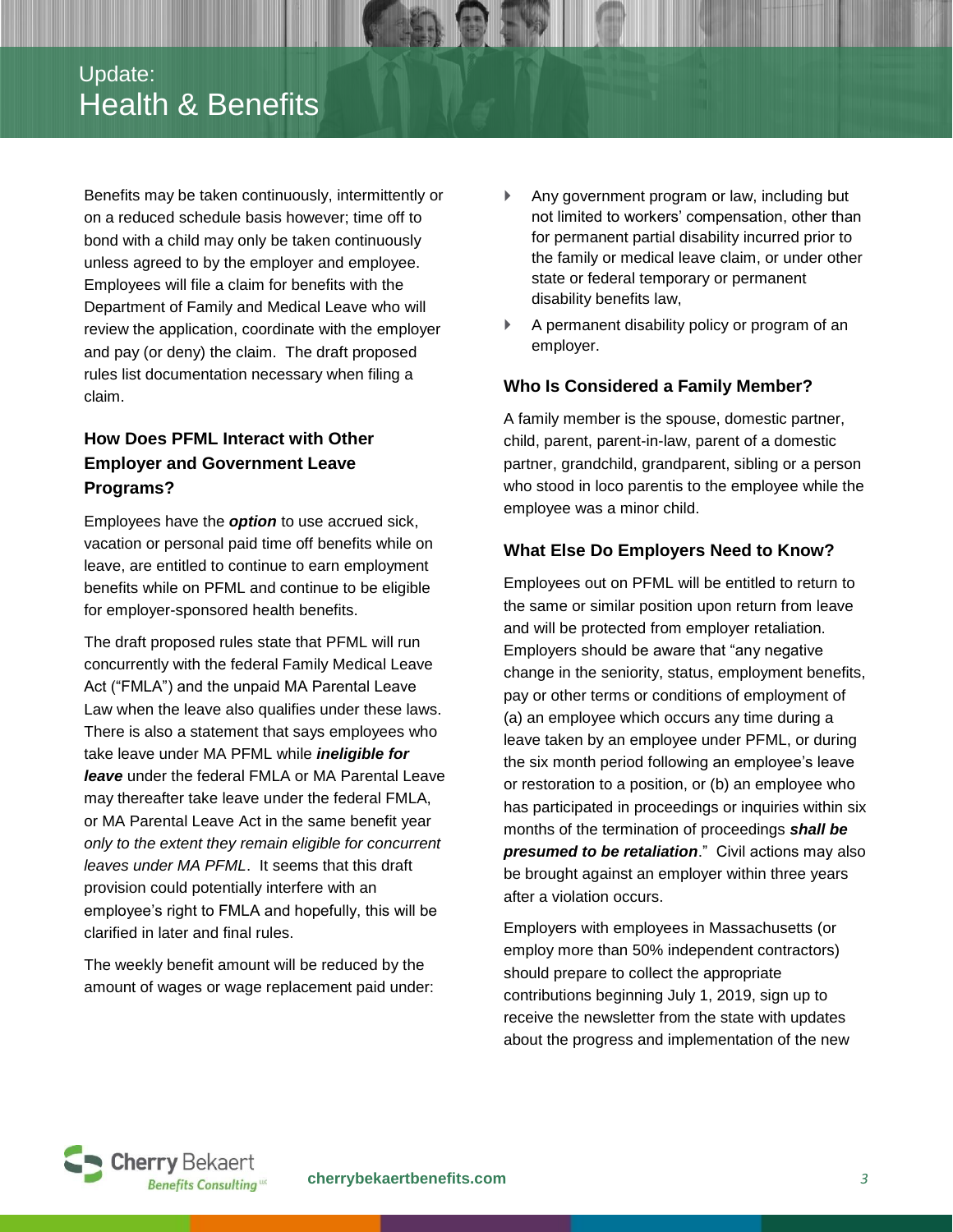Benefits may be taken continuously, intermittently or on a reduced schedule basis however; time off to bond with a child may only be taken continuously unless agreed to by the employer and employee. Employees will file a claim for benefits with the Department of Family and Medical Leave who will review the application, coordinate with the employer and pay (or deny) the claim. The draft proposed rules list documentation necessary when filing a claim.

### How Does PFML Interact with Other Employer and Government Leave Programs?

Employees have the ***option*** to use accrued sick, vacation or personal paid time off benefits while on leave, are entitled to continue to earn employment benefits while on PFML and continue to be eligible for employer-sponsored health benefits.

The draft proposed rules state that PFML will run concurrently with the federal Family Medical Leave Act ("FMLA") and the unpaid MA Parental Leave Law when the leave also qualifies under these laws. There is also a statement that says employees who take leave under MA PFML while ***ineligible for leave*** under the federal FMLA or MA Parental Leave may thereafter take leave under the federal FMLA, or MA Parental Leave Act in the same benefit year *only to the extent they remain eligible for concurrent leaves under MA PFML*. It seems that this draft provision could potentially interfere with an employee's right to FMLA and hopefully, this will be clarified in later and final rules.

The weekly benefit amount will be reduced by the amount of wages or wage replacement paid under:

- Any government program or law, including but not limited to workers' compensation, other than for permanent partial disability incurred prior to the family or medical leave claim, or under other state or federal temporary or permanent disability benefits law,
- A permanent disability policy or program of an employer.

### Who Is Considered a Family Member?

A family member is the spouse, domestic partner, child, parent, parent-in-law, parent of a domestic partner, grandchild, grandparent, sibling or a person who stood in loco parentis to the employee while the employee was a minor child.

### What Else Do Employers Need to Know?

Employees out on PFML will be entitled to return to the same or similar position upon return from leave and will be protected from employer retaliation. Employers should be aware that "any negative change in the seniority, status, employment benefits, pay or other terms or conditions of employment of (a) an employee which occurs any time during a leave taken by an employee under PFML, or during the six month period following an employee's leave or restoration to a position, or (b) an employee who has participated in proceedings or inquiries within six months of the termination of proceedings ***shall be presumed to be retaliation***." Civil actions may also be brought against an employer within three years after a violation occurs.

Employers with employees in Massachusetts (or employ more than 50% independent contractors) should prepare to collect the appropriate contributions beginning July 1, 2019, sign up to receive the newsletter from the state with updates about the progress and implementation of the new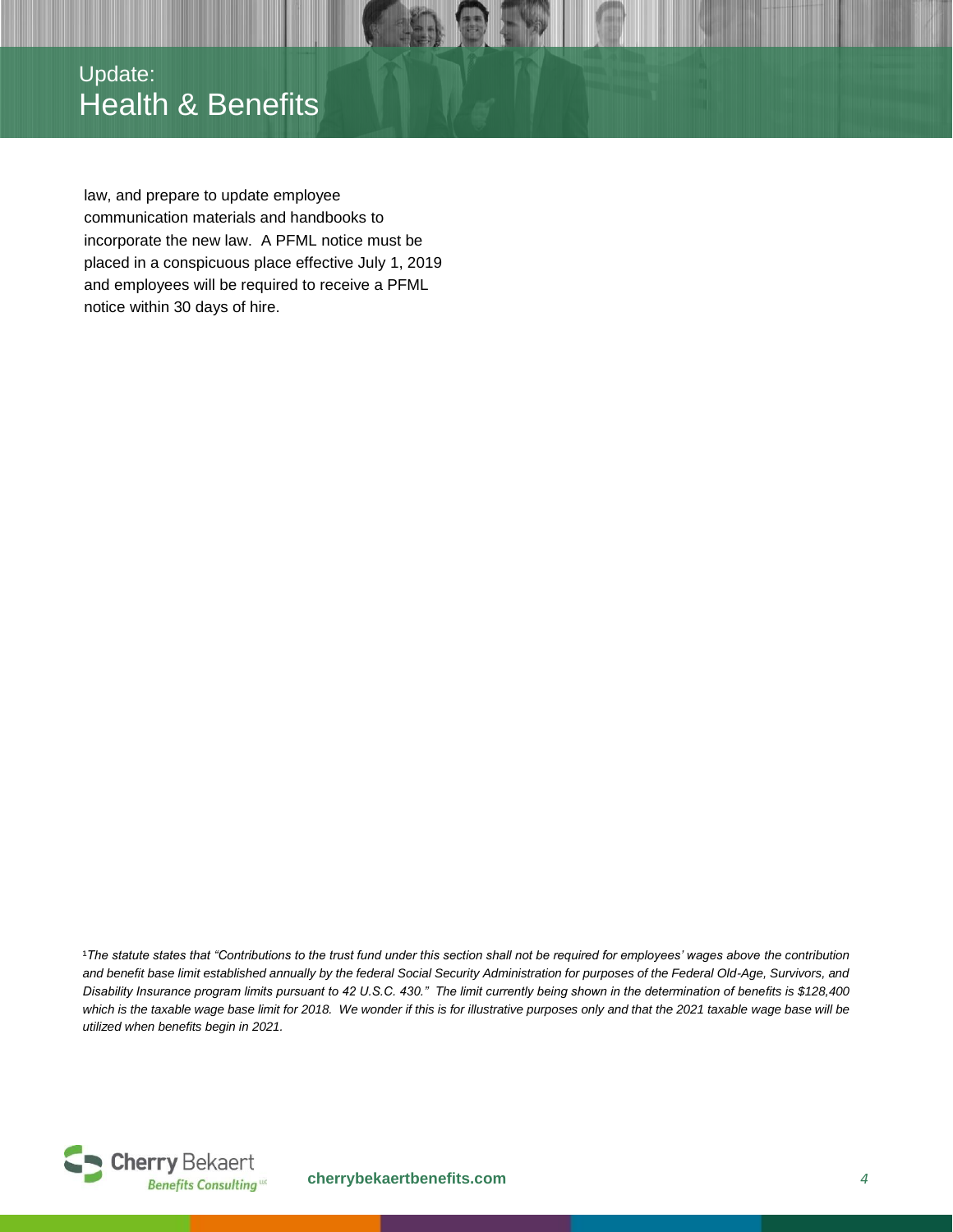law, and prepare to update employee communication materials and handbooks to incorporate the new law. A PFML notice must be placed in a conspicuous place effective July 1, 2019 and employees will be required to receive a PFML notice within 30 days of hire.

[1]*The statute states that "Contributions to the trust fund under this section shall not be required for employees' wages above the contribution and benefit base limit established annually by the federal Social Security Administration for purposes of the Federal Old-Age, Survivors, and Disability Insurance program limits pursuant to 42 U.S.C. 430." The limit currently being shown in the determination of benefits is $128,400 which is the taxable wage base limit for 2018. We wonder if this is for illustrative purposes only and that the 2021 taxable wage base will be utilized when benefits begin in 2021.*